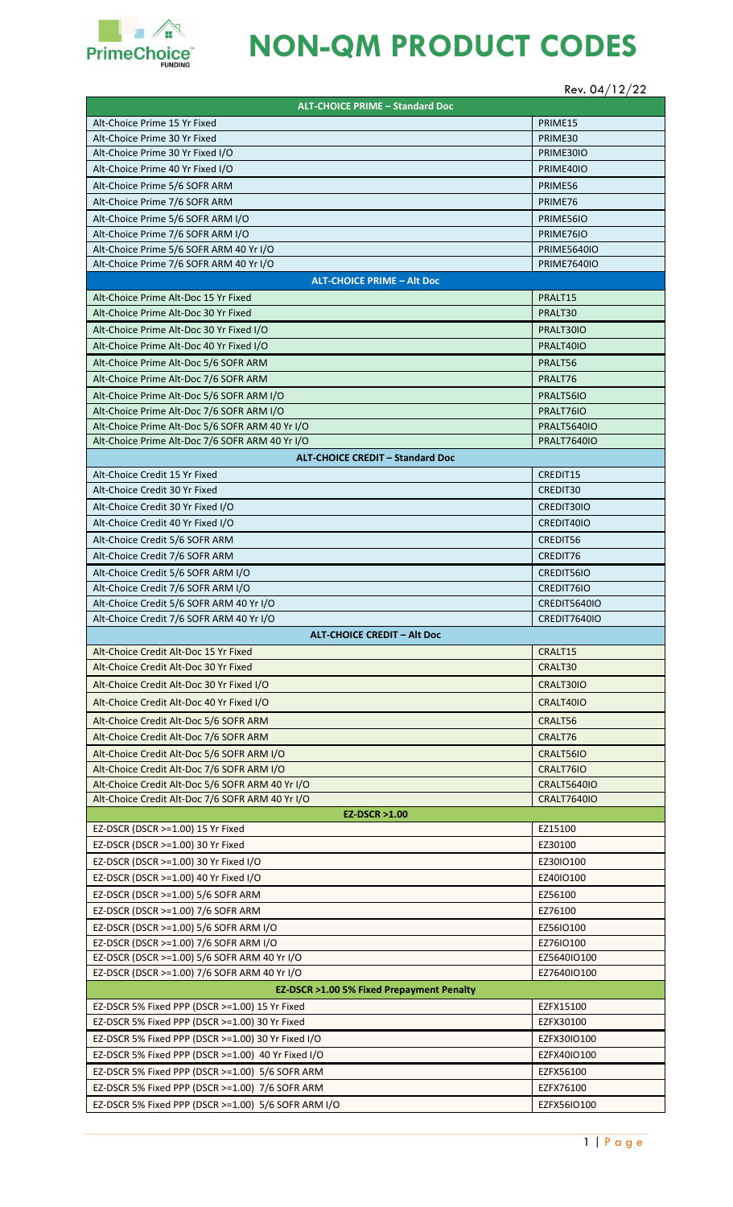# NON-QM PRODUCT CODES

Rev. 04/12/22

| ALT-CHOICE PRIME – Standard Doc | |
|---|---|
| Alt-Choice Prime 15 Yr Fixed | PRIME15 |
| Alt-Choice Prime 30 Yr Fixed | PRIME30 |
| Alt-Choice Prime 30 Yr Fixed I/O | PRIME30IO |
| Alt-Choice Prime 40 Yr Fixed I/O | PRIME40IO |
| Alt-Choice Prime 5/6 SOFR ARM | PRIME56 |
| Alt-Choice Prime 7/6 SOFR ARM | PRIME76 |
| Alt-Choice Prime 5/6 SOFR ARM I/O | PRIME56IO |
| Alt-Choice Prime 7/6 SOFR ARM I/O | PRIME76IO |
| Alt-Choice Prime 5/6 SOFR ARM 40 Yr I/O | PRIME5640IO |
| Alt-Choice Prime 7/6 SOFR ARM 40 Yr I/O | PRIME7640IO |
| **ALT-CHOICE PRIME – Alt Doc** | |
| Alt-Choice Prime Alt-Doc 15 Yr Fixed | PRALT15 |
| Alt-Choice Prime Alt-Doc 30 Yr Fixed | PRALT30 |
| Alt-Choice Prime Alt-Doc 30 Yr Fixed I/O | PRALT30IO |
| Alt-Choice Prime Alt-Doc 40 Yr Fixed I/O | PRALT40IO |
| Alt-Choice Prime Alt-Doc 5/6 SOFR ARM | PRALT56 |
| Alt-Choice Prime Alt-Doc 7/6 SOFR ARM | PRALT76 |
| Alt-Choice Prime Alt-Doc 5/6 SOFR ARM I/O | PRALT56IO |
| Alt-Choice Prime Alt-Doc 7/6 SOFR ARM I/O | PRALT76IO |
| Alt-Choice Prime Alt-Doc 5/6 SOFR ARM 40 Yr I/O | PRALT5640IO |
| Alt-Choice Prime Alt-Doc 7/6 SOFR ARM 40 Yr I/O | PRALT7640IO |
| **ALT-CHOICE CREDIT – Standard Doc** | |
| Alt-Choice Credit 15 Yr Fixed | CREDIT15 |
| Alt-Choice Credit 30 Yr Fixed | CREDIT30 |
| Alt-Choice Credit 30 Yr Fixed I/O | CREDIT30IO |
| Alt-Choice Credit 40 Yr Fixed I/O | CREDIT40IO |
| Alt-Choice Credit 5/6 SOFR ARM | CREDIT56 |
| Alt-Choice Credit 7/6 SOFR ARM | CREDIT76 |
| Alt-Choice Credit 5/6 SOFR ARM I/O | CREDIT56IO |
| Alt-Choice Credit 7/6 SOFR ARM I/O | CREDIT76IO |
| Alt-Choice Credit 5/6 SOFR ARM 40 Yr I/O | CREDIT5640IO |
| Alt-Choice Credit 7/6 SOFR ARM 40 Yr I/O | CREDIT7640IO |
| **ALT-CHOICE CREDIT – Alt Doc** | |
| Alt-Choice Credit Alt-Doc 15 Yr Fixed | CRALT15 |
| Alt-Choice Credit Alt-Doc 30 Yr Fixed | CRALT30 |
| Alt-Choice Credit Alt-Doc 30 Yr Fixed I/O | CRALT30IO |
| Alt-Choice Credit Alt-Doc 40 Yr Fixed I/O | CRALT40IO |
| Alt-Choice Credit Alt-Doc 5/6 SOFR ARM | CRALT56 |
| Alt-Choice Credit Alt-Doc 7/6 SOFR ARM | CRALT76 |
| Alt-Choice Credit Alt-Doc 5/6 SOFR ARM I/O | CRALT56IO |
| Alt-Choice Credit Alt-Doc 7/6 SOFR ARM I/O | CRALT76IO |
| Alt-Choice Credit Alt-Doc 5/6 SOFR ARM 40 Yr I/O | CRALT5640IO |
| Alt-Choice Credit Alt-Doc 7/6 SOFR ARM 40 Yr I/O | CRALT7640IO |
| **EZ-DSCR >1.00** | |
| EZ-DSCR (DSCR >=1.00) 15 Yr Fixed | EZ15100 |
| EZ-DSCR (DSCR >=1.00) 30 Yr Fixed | EZ30100 |
| EZ-DSCR (DSCR >=1.00) 30 Yr Fixed I/O | EZ30IO100 |
| EZ-DSCR (DSCR >=1.00) 40 Yr Fixed I/O | EZ40IO100 |
| EZ-DSCR (DSCR >=1.00) 5/6 SOFR ARM | EZ56100 |
| EZ-DSCR (DSCR >=1.00) 7/6 SOFR ARM | EZ76100 |
| EZ-DSCR (DSCR >=1.00) 5/6 SOFR ARM I/O | EZ56IO100 |
| EZ-DSCR (DSCR >=1.00) 7/6 SOFR ARM I/O | EZ76IO100 |
| EZ-DSCR (DSCR >=1.00) 5/6 SOFR ARM 40 Yr I/O | EZ5640IO100 |
| EZ-DSCR (DSCR >=1.00) 7/6 SOFR ARM 40 Yr I/O | EZ7640IO100 |
| **EZ-DSCR >1.00 5% Fixed Prepayment Penalty** | |
| EZ-DSCR 5% Fixed PPP (DSCR >=1.00) 15 Yr Fixed | EZFX15100 |
| EZ-DSCR 5% Fixed PPP (DSCR >=1.00) 30 Yr Fixed | EZFX30100 |
| EZ-DSCR 5% Fixed PPP (DSCR >=1.00) 30 Yr Fixed I/O | EZFX30IO100 |
| EZ-DSCR 5% Fixed PPP (DSCR >=1.00) 40 Yr Fixed I/O | EZFX40IO100 |
| EZ-DSCR 5% Fixed PPP (DSCR >=1.00) 5/6 SOFR ARM | EZFX56100 |
| EZ-DSCR 5% Fixed PPP (DSCR >=1.00) 7/6 SOFR ARM | EZFX76100 |
| EZ-DSCR 5% Fixed PPP (DSCR >=1.00) 5/6 SOFR ARM I/O | EZFX56IO100 |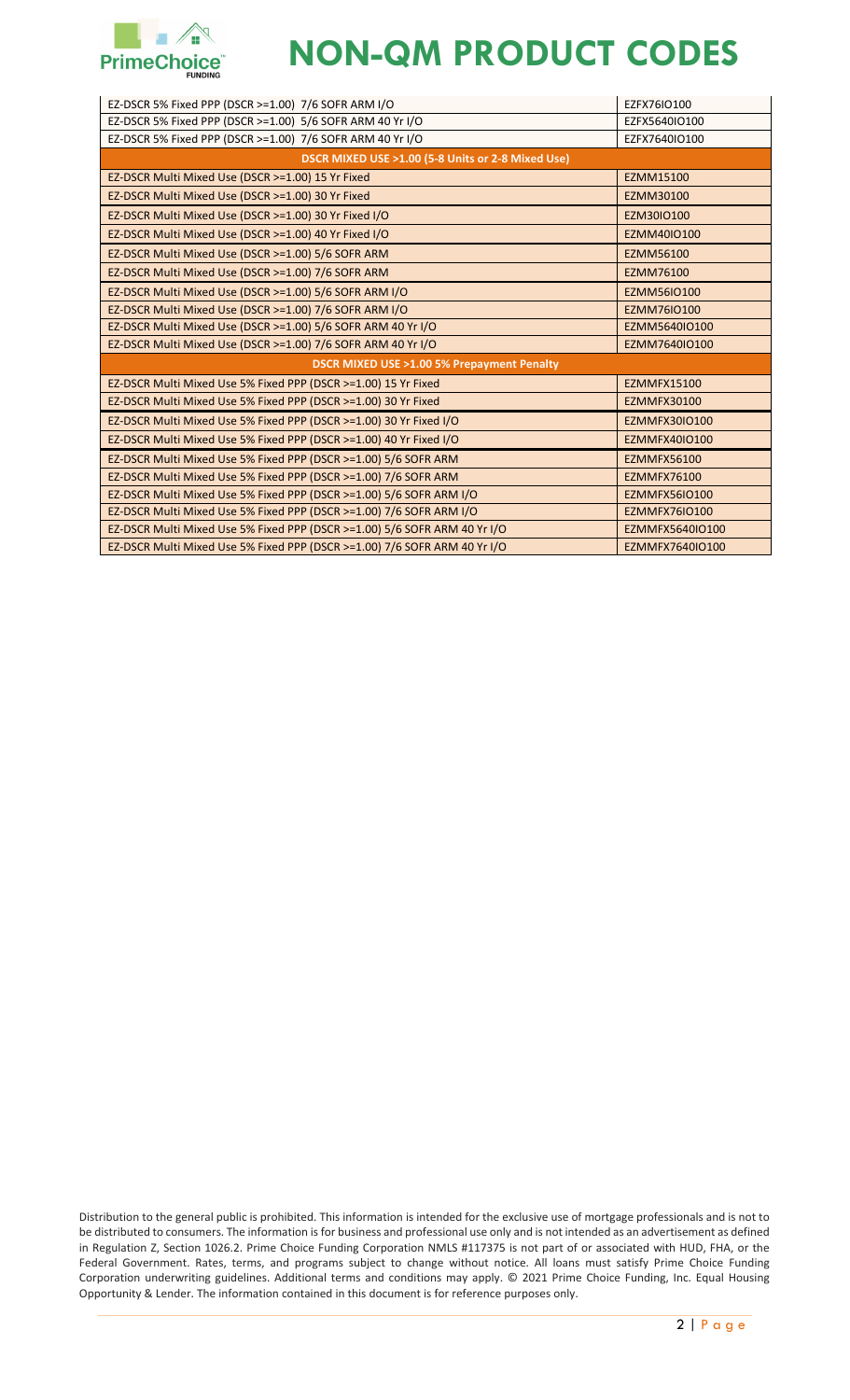# NON-QM PRODUCT CODES

| | |
|---|---|
| EZ-DSCR 5% Fixed PPP (DSCR >=1.00) 7/6 SOFR ARM I/O | EZFX76IO100 |
| EZ-DSCR 5% Fixed PPP (DSCR >=1.00) 5/6 SOFR ARM 40 Yr I/O | EZFX5640IO100 |
| EZ-DSCR 5% Fixed PPP (DSCR >=1.00) 7/6 SOFR ARM 40 Yr I/O | EZFX7640IO100 |
| **DSCR MIXED USE >1.00 (5-8 Units or 2-8 Mixed Use)** | |
| EZ-DSCR Multi Mixed Use (DSCR >=1.00) 15 Yr Fixed | EZMM15100 |
| EZ-DSCR Multi Mixed Use (DSCR >=1.00) 30 Yr Fixed | EZMM30100 |
| EZ-DSCR Multi Mixed Use (DSCR >=1.00) 30 Yr Fixed I/O | EZM30IO100 |
| EZ-DSCR Multi Mixed Use (DSCR >=1.00) 40 Yr Fixed I/O | EZMM40IO100 |
| EZ-DSCR Multi Mixed Use (DSCR >=1.00) 5/6 SOFR ARM | EZMM56100 |
| EZ-DSCR Multi Mixed Use (DSCR >=1.00) 7/6 SOFR ARM | EZMM76100 |
| EZ-DSCR Multi Mixed Use (DSCR >=1.00) 5/6 SOFR ARM I/O | EZMM56IO100 |
| EZ-DSCR Multi Mixed Use (DSCR >=1.00) 7/6 SOFR ARM I/O | EZMM76IO100 |
| EZ-DSCR Multi Mixed Use (DSCR >=1.00) 5/6 SOFR ARM 40 Yr I/O | EZMM5640IO100 |
| EZ-DSCR Multi Mixed Use (DSCR >=1.00) 7/6 SOFR ARM 40 Yr I/O | EZMM7640IO100 |
| **DSCR MIXED USE >1.00 5% Prepayment Penalty** | |
| EZ-DSCR Multi Mixed Use 5% Fixed PPP (DSCR >=1.00) 15 Yr Fixed | EZMMFX15100 |
| EZ-DSCR Multi Mixed Use 5% Fixed PPP (DSCR >=1.00) 30 Yr Fixed | EZMMFX30100 |
| EZ-DSCR Multi Mixed Use 5% Fixed PPP (DSCR >=1.00) 30 Yr Fixed I/O | EZMMFX30IO100 |
| EZ-DSCR Multi Mixed Use 5% Fixed PPP (DSCR >=1.00) 40 Yr Fixed I/O | EZMMFX40IO100 |
| EZ-DSCR Multi Mixed Use 5% Fixed PPP (DSCR >=1.00) 5/6 SOFR ARM | EZMMFX56100 |
| EZ-DSCR Multi Mixed Use 5% Fixed PPP (DSCR >=1.00) 7/6 SOFR ARM | EZMMFX76100 |
| EZ-DSCR Multi Mixed Use 5% Fixed PPP (DSCR >=1.00) 5/6 SOFR ARM I/O | EZMMFX56IO100 |
| EZ-DSCR Multi Mixed Use 5% Fixed PPP (DSCR >=1.00) 7/6 SOFR ARM I/O | EZMMFX76IO100 |
| EZ-DSCR Multi Mixed Use 5% Fixed PPP (DSCR >=1.00) 5/6 SOFR ARM 40 Yr I/O | EZMMFX5640IO100 |
| EZ-DSCR Multi Mixed Use 5% Fixed PPP (DSCR >=1.00) 7/6 SOFR ARM 40 Yr I/O | EZMMFX7640IO100 |

Distribution to the general public is prohibited. This information is intended for the exclusive use of mortgage professionals and is not to be distributed to consumers. The information is for business and professional use only and is not intended as an advertisement as defined in Regulation Z, Section 1026.2. Prime Choice Funding Corporation NMLS #117375 is not part of or associated with HUD, FHA, or the Federal Government. Rates, terms, and programs subject to change without notice. All loans must satisfy Prime Choice Funding Corporation underwriting guidelines. Additional terms and conditions may apply. © 2021 Prime Choice Funding, Inc. Equal Housing Opportunity & Lender. The information contained in this document is for reference purposes only.